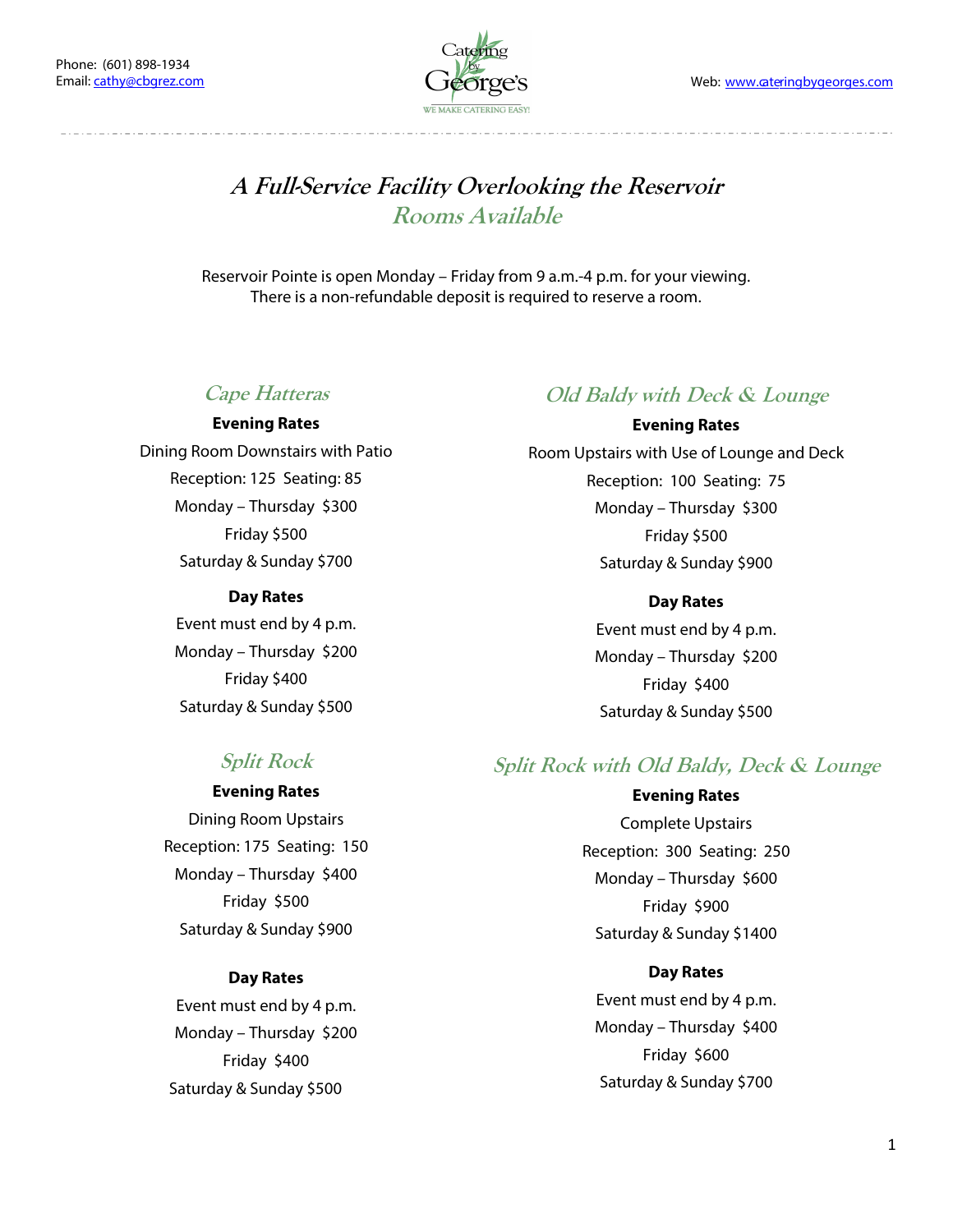Phone: (601) 898-1934
Email: cathy@cbgrez.com

Catering by George's
WE MAKE CATERING EASY!

Web: www.cateringbygeorges.com

# *A Full-Service Facility Overlooking the Reservoir*

## *Rooms Available*

Reservoir Pointe is open Monday – Friday from 9 a.m.-4 p.m. for your viewing.
There is a non-refundable deposit is required to reserve a room.

### *Cape Hatteras*

**Evening Rates**

Dining Room Downstairs with Patio
Reception: 125 Seating: 85
Monday – Thursday $300
Friday $500
Saturday & Sunday $700

**Day Rates**

Event must end by 4 p.m.
Monday – Thursday $200
Friday $400
Saturday & Sunday $500

### *Split Rock*

**Evening Rates**

Dining Room Upstairs
Reception: 175 Seating: 150
Monday – Thursday $400
Friday $500
Saturday & Sunday $900

**Day Rates**

Event must end by 4 p.m.
Monday – Thursday $200
Friday $400
Saturday & Sunday $500

### *Old Baldy with Deck & Lounge*

**Evening Rates**

Room Upstairs with Use of Lounge and Deck
Reception: 100 Seating: 75
Monday – Thursday $300
Friday $500
Saturday & Sunday $900

**Day Rates**

Event must end by 4 p.m.
Monday – Thursday $200
Friday $400
Saturday & Sunday $500

### *Split Rock with Old Baldy, Deck & Lounge*

**Evening Rates**

Complete Upstairs
Reception: 300 Seating: 250
Monday – Thursday $600
Friday $900
Saturday & Sunday $1400

**Day Rates**

Event must end by 4 p.m.
Monday – Thursday $400
Friday $600
Saturday & Sunday $700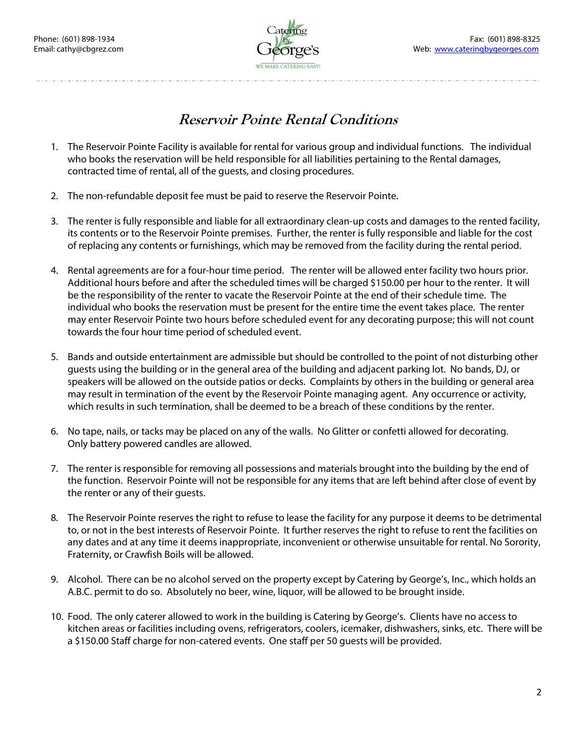# *Reservoir Pointe Rental Conditions*

1. The Reservoir Pointe Facility is available for rental for various group and individual functions. The individual who books the reservation will be held responsible for all liabilities pertaining to the Rental damages, contracted time of rental, all of the guests, and closing procedures.

2. The non-refundable deposit fee must be paid to reserve the Reservoir Pointe.

3. The renter is fully responsible and liable for all extraordinary clean-up costs and damages to the rented facility, its contents or to the Reservoir Pointe premises. Further, the renter is fully responsible and liable for the cost of replacing any contents or furnishings, which may be removed from the facility during the rental period.

4. Rental agreements are for a four-hour time period. The renter will be allowed enter facility two hours prior. Additional hours before and after the scheduled times will be charged $150.00 per hour to the renter. It will be the responsibility of the renter to vacate the Reservoir Pointe at the end of their schedule time. The individual who books the reservation must be present for the entire time the event takes place. The renter may enter Reservoir Pointe two hours before scheduled event for any decorating purpose; this will not count towards the four hour time period of scheduled event.

5. Bands and outside entertainment are admissible but should be controlled to the point of not disturbing other guests using the building or in the general area of the building and adjacent parking lot. No bands, DJ, or speakers will be allowed on the outside patios or decks. Complaints by others in the building or general area may result in termination of the event by the Reservoir Pointe managing agent. Any occurrence or activity, which results in such termination, shall be deemed to be a breach of these conditions by the renter.

6. No tape, nails, or tacks may be placed on any of the walls. No Glitter or confetti allowed for decorating. Only battery powered candles are allowed.

7. The renter is responsible for removing all possessions and materials brought into the building by the end of the function. Reservoir Pointe will not be responsible for any items that are left behind after close of event by the renter or any of their guests.

8. The Reservoir Pointe reserves the right to refuse to lease the facility for any purpose it deems to be detrimental to, or not in the best interests of Reservoir Pointe. It further reserves the right to refuse to rent the facilities on any dates and at any time it deems inappropriate, inconvenient or otherwise unsuitable for rental. No Sorority, Fraternity, or Crawfish Boils will be allowed.

9. Alcohol. There can be no alcohol served on the property except by Catering by George's, Inc., which holds an A.B.C. permit to do so. Absolutely no beer, wine, liquor, will be allowed to be brought inside.

10. Food. The only caterer allowed to work in the building is Catering by George's. Clients have no access to kitchen areas or facilities including ovens, refrigerators, coolers, icemaker, dishwashers, sinks, etc. There will be a $150.00 Staff charge for non-catered events. One staff per 50 guests will be provided.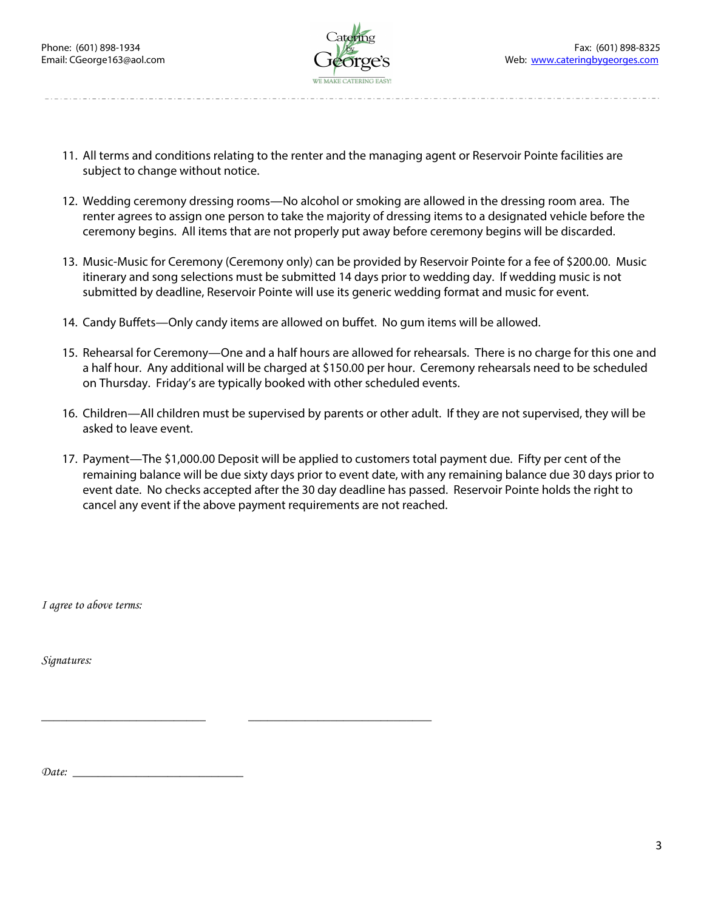11. All terms and conditions relating to the renter and the managing agent or Reservoir Pointe facilities are subject to change without notice.

12. Wedding ceremony dressing rooms—No alcohol or smoking are allowed in the dressing room area. The renter agrees to assign one person to take the majority of dressing items to a designated vehicle before the ceremony begins. All items that are not properly put away before ceremony begins will be discarded.

13. Music-Music for Ceremony (Ceremony only) can be provided by Reservoir Pointe for a fee of $200.00. Music itinerary and song selections must be submitted 14 days prior to wedding day. If wedding music is not submitted by deadline, Reservoir Pointe will use its generic wedding format and music for event.

14. Candy Buffets—Only candy items are allowed on buffet. No gum items will be allowed.

15. Rehearsal for Ceremony—One and a half hours are allowed for rehearsals. There is no charge for this one and a half hour. Any additional will be charged at $150.00 per hour. Ceremony rehearsals need to be scheduled on Thursday. Friday's are typically booked with other scheduled events.

16. Children—All children must be supervised by parents or other adult. If they are not supervised, they will be asked to leave event.

17. Payment—The $1,000.00 Deposit will be applied to customers total payment due. Fifty per cent of the remaining balance will be due sixty days prior to event date, with any remaining balance due 30 days prior to event date. No checks accepted after the 30 day deadline has passed. Reservoir Pointe holds the right to cancel any event if the above payment requirements are not reached.

*I agree to above terms:*

*Signatures:*

\_\_\_\_\_\_\_\_\_\_\_\_\_\_\_\_\_\_\_\_\_\_\_\_\_\_\_\_ \_\_\_\_\_\_\_\_\_\_\_\_\_\_\_\_\_\_\_\_\_\_\_\_\_\_\_\_\_\_\_

*Date:* \_\_\_\_\_\_\_\_\_\_\_\_\_\_\_\_\_\_\_\_\_\_\_\_\_\_\_\_\_